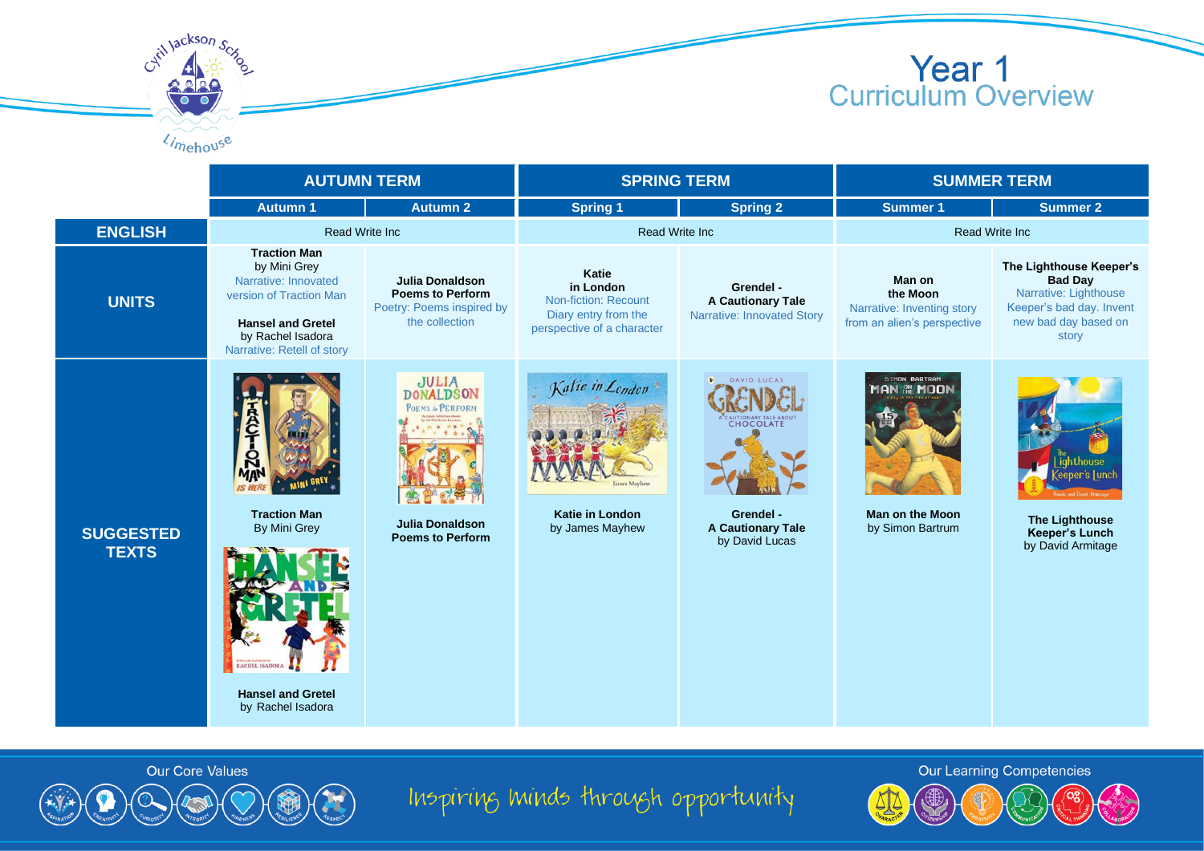# Year 1
## Curriculum Overview

| | AUTUMN TERM | | SPRING TERM | | SUMMER TERM | |
|---|---|---|---|---|---|---|
| | Autumn 1 | Autumn 2 | Spring 1 | Spring 2 | Summer 1 | Summer 2 |
| **ENGLISH** | Read Write Inc | | Read Write Inc | | Read Write Inc | |
| **UNITS** | **Traction Man** by Mini Grey Narrative: Innovated version of Traction Man **Hansel and Gretel** by Rachel Isadora Narrative: Retell of story | **Julia Donaldson Poems to Perform** Poetry: Poems inspired by the collection | **Katie in London** Non-fiction: Recount Diary entry from the perspective of a character | **Grendel - A Cautionary Tale** Narrative: Innovated Story | **Man on the Moon** Narrative: Inventing story from an alien's perspective | **The Lighthouse Keeper's Bad Day** Narrative: Lighthouse Keeper's bad day. Invent new bad day based on story |
| **SUGGESTED TEXTS** | **Traction Man** By Mini Grey **Hansel and Gretel** by Rachel Isadora | **Julia Donaldson Poems to Perform** | **Katie in London** by James Mayhew | **Grendel - A Cautionary Tale** by David Lucas | **Man on the Moon** by Simon Bartrum | **The Lighthouse Keeper's Lunch** by David Armitage |

Our Core Values

Inspiring minds through opportunity

Our Learning Competencies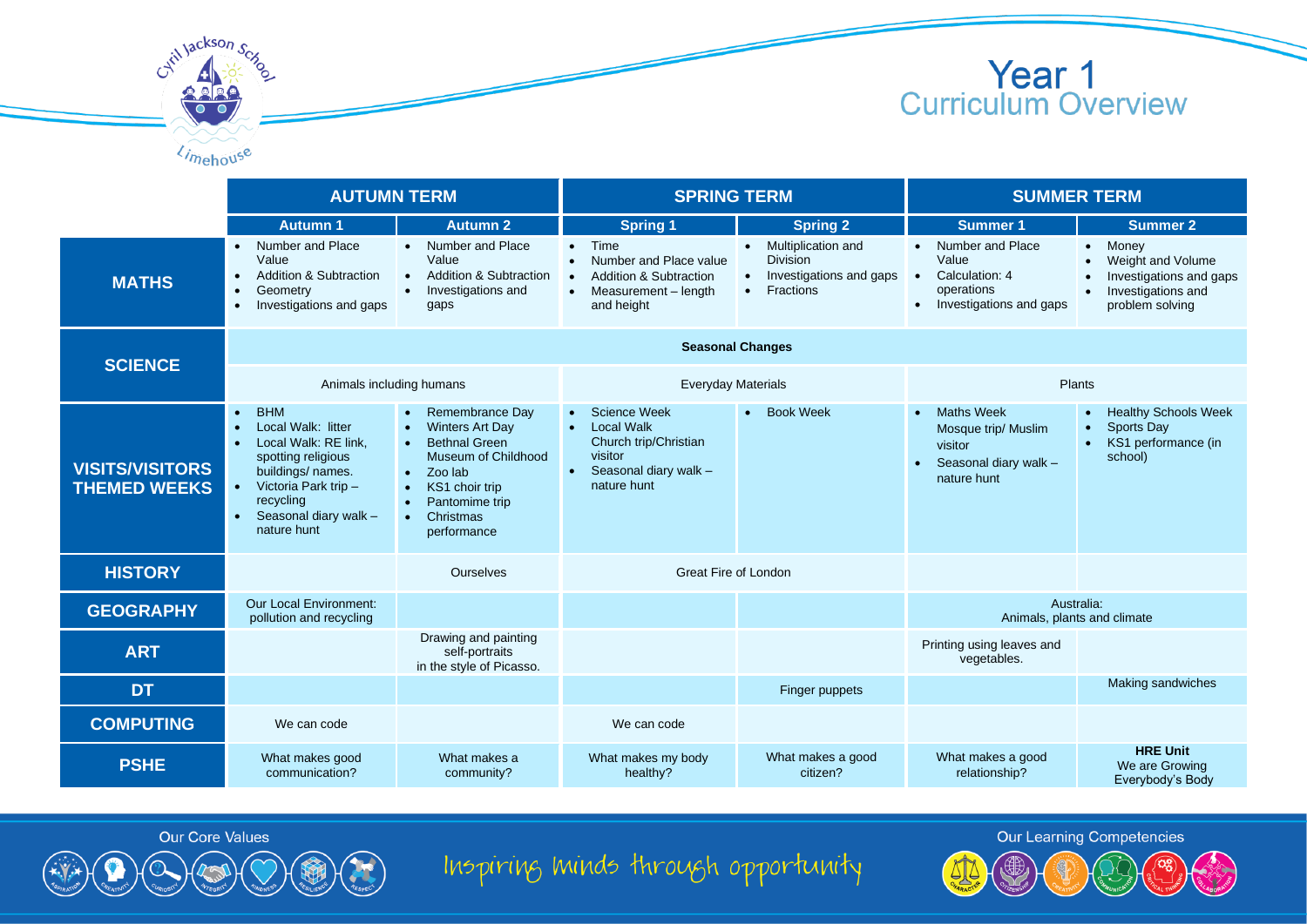# Year 1 Curriculum Overview

| | AUTUMN TERM | | SPRING TERM | | SUMMER TERM | |
|---|---|---|---|---|---|---|
| | **Autumn 1** | **Autumn 2** | **Spring 1** | **Spring 2** | **Summer 1** | **Summer 2** |
| **MATHS** | • Number and Place Value<br>• Addition & Subtraction<br>• Geometry<br>• Investigations and gaps | • Number and Place Value<br>• Addition & Subtraction<br>• Investigations and gaps | • Time<br>• Number and Place value<br>• Addition & Subtraction<br>• Measurement – length and height | • Multiplication and Division<br>• Investigations and gaps<br>• Fractions | • Number and Place Value<br>• Calculation: 4 operations<br>• Investigations and gaps | • Money<br>• Weight and Volume<br>• Investigations and gaps<br>• Investigations and problem solving |
| **SCIENCE** | **Seasonal Changes** | | | | | |
| | Animals including humans | | Everyday Materials | | Plants | |
| **VISITS/VISITORS THEMED WEEKS** | • BHM<br>• Local Walk: litter<br>• Local Walk: RE link, spotting religious buildings/ names.<br>• Victoria Park trip – recycling<br>• Seasonal diary walk – nature hunt | • Remembrance Day<br>• Winters Art Day<br>• Bethnal Green Museum of Childhood<br>• Zoo lab<br>• KS1 choir trip<br>• Pantomime trip<br>• Christmas performance | • Science Week<br>• Local Walk<br>Church trip/Christian visitor<br>• Seasonal diary walk – nature hunt | • Book Week | • Maths Week<br>Mosque trip/ Muslim visitor<br>• Seasonal diary walk – nature hunt | • Healthy Schools Week<br>• Sports Day<br>• KS1 performance (in school) |
| **HISTORY** | | Ourselves | Great Fire of London | | | |
| **GEOGRAPHY** | Our Local Environment: pollution and recycling | | | | Australia: Animals, plants and climate | |
| **ART** | | Drawing and painting self-portraits in the style of Picasso. | | | Printing using leaves and vegetables. | |
| **DT** | | | | Finger puppets | | Making sandwiches |
| **COMPUTING** | We can code | | We can code | | | |
| **PSHE** | What makes good communication? | What makes a community? | What makes my body healthy? | What makes a good citizen? | What makes a good relationship? | **HRE Unit**<br>We are Growing Everybody's Body |

Our Core Values

Inspiring minds through opportunity

Our Learning Competencies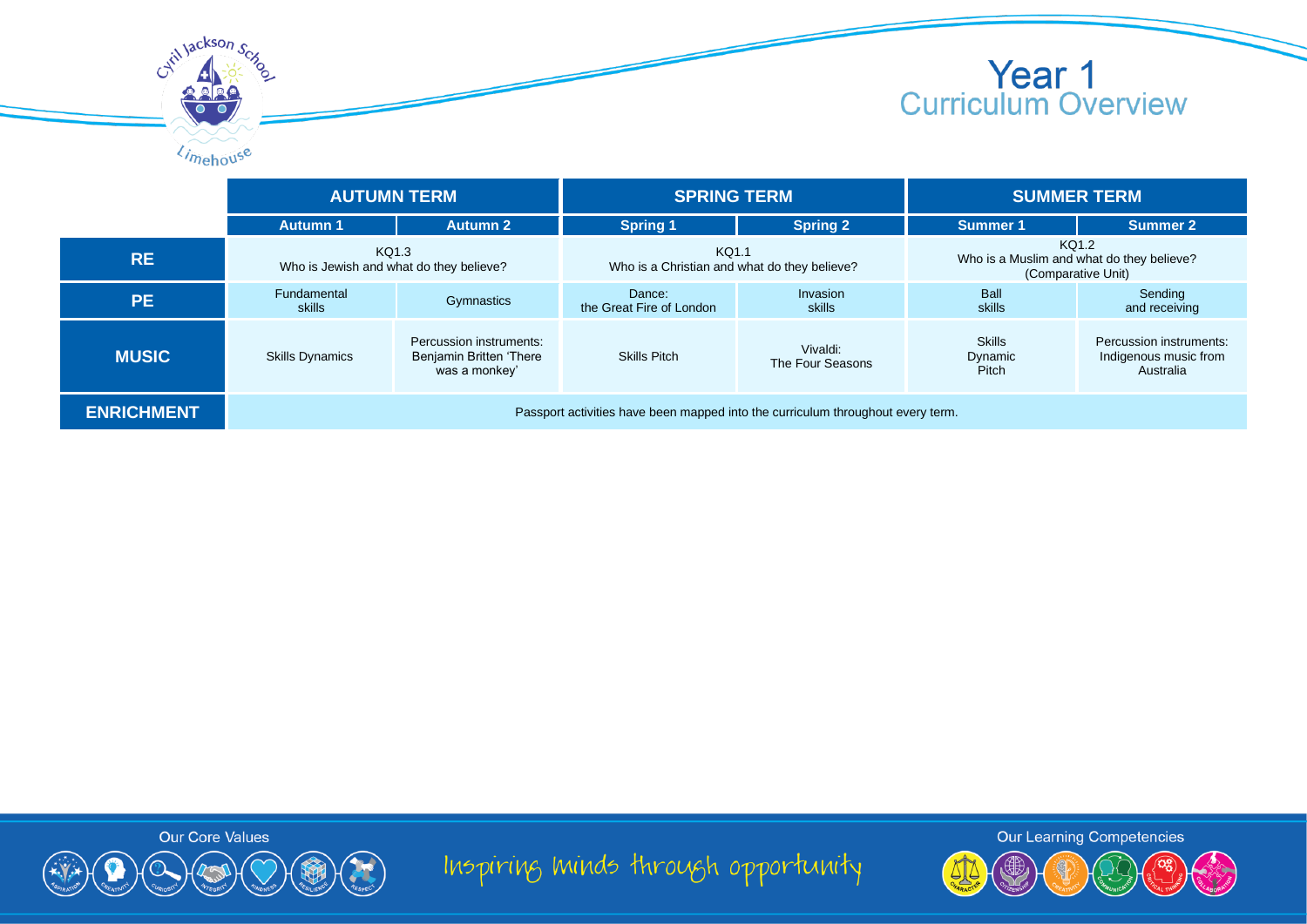# Year 1 Curriculum Overview

| | AUTUMN TERM | | SPRING TERM | | SUMMER TERM | |
|---|---|---|---|---|---|---|
| | Autumn 1 | Autumn 2 | Spring 1 | Spring 2 | Summer 1 | Summer 2 |
| **RE** | KQ1.3 Who is Jewish and what do they believe? | | KQ1.1 Who is a Christian and what do they believe? | | KQ1.2 Who is a Muslim and what do they believe? (Comparative Unit) | |
| **PE** | Fundamental skills | Gymnastics | Dance: the Great Fire of London | Invasion skills | Ball skills | Sending and receiving |
| **MUSIC** | Skills Dynamics | Percussion instruments: Benjamin Britten 'There was a monkey' | Skills Pitch | Vivaldi: The Four Seasons | Skills Dynamic Pitch | Percussion instruments: Indigenous music from Australia |
| **ENRICHMENT** | Passport activities have been mapped into the curriculum throughout every term. | | | | | |

Our Core Values

Inspiring minds through opportunity

Our Learning Competencies